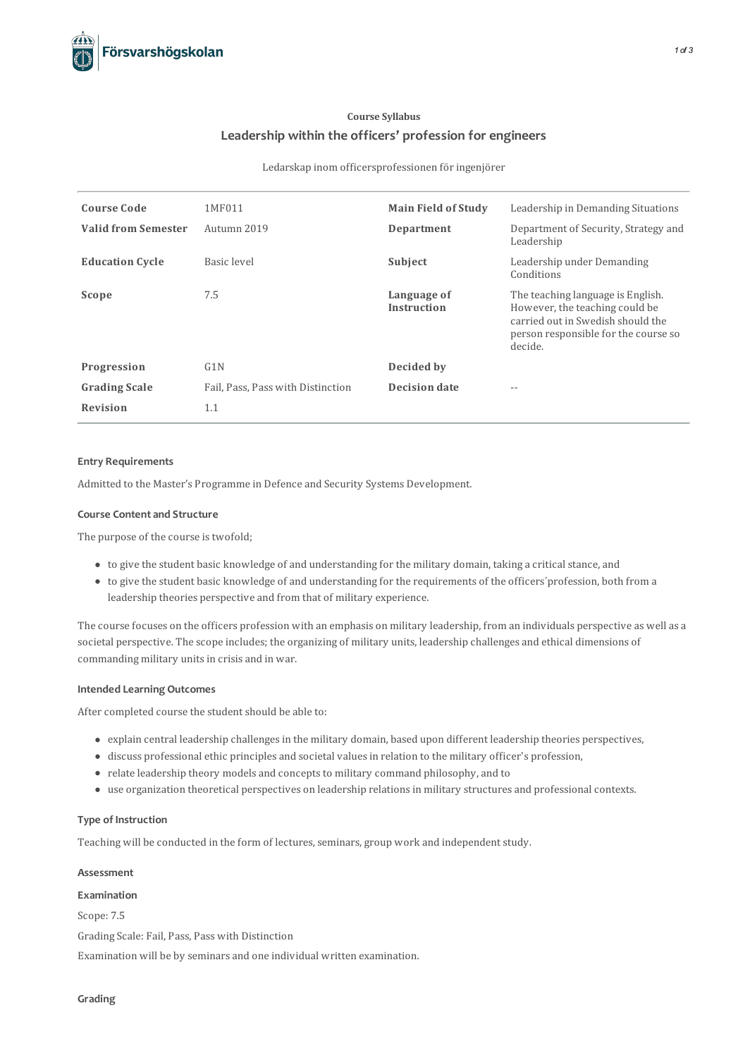Försvarshögskolan

Course Syllabus

# Leadership within the officers' profession for engineers

Ledarskap inom officersprofessionen för ingenjörer

| | | | |
|---|---|---|---|
| **Course Code** | 1MF011 | **Main Field of Study** | Leadership in Demanding Situations |
| **Valid from Semester** | Autumn 2019 | **Department** | Department of Security, Strategy and Leadership |
| **Education Cycle** | Basic level | **Subject** | Leadership under Demanding Conditions |
| **Scope** | 7.5 | **Language of Instruction** | The teaching language is English. However, the teaching could be carried out in Swedish should the person responsible for the course so decide. |
| **Progression** | G1N | **Decided by** | |
| **Grading Scale** | Fail, Pass, Pass with Distinction | **Decision date** | -- |
| **Revision** | 1.1 | | |

### Entry Requirements

Admitted to the Master's Programme in Defence and Security Systems Development.

### Course Content and Structure

The purpose of the course is twofold;

- to give the student basic knowledge of and understanding for the military domain, taking a critical stance, and
- to give the student basic knowledge of and understanding for the requirements of the officers´profession, both from a leadership theories perspective and from that of military experience.

The course focuses on the officers profession with an emphasis on military leadership, from an individuals perspective as well as a societal perspective. The scope includes; the organizing of military units, leadership challenges and ethical dimensions of commanding military units in crisis and in war.

### Intended Learning Outcomes

After completed course the student should be able to:

- explain central leadership challenges in the military domain, based upon different leadership theories perspectives,
- discuss professional ethic principles and societal values in relation to the military officer's profession,
- relate leadership theory models and concepts to military command philosophy, and to
- use organization theoretical perspectives on leadership relations in military structures and professional contexts.

### Type of Instruction

Teaching will be conducted in the form of lectures, seminars, group work and independent study.

### Assessment

#### Examination

Scope: 7.5

Grading Scale: Fail, Pass, Pass with Distinction

Examination will be by seminars and one individual written examination.

### Grading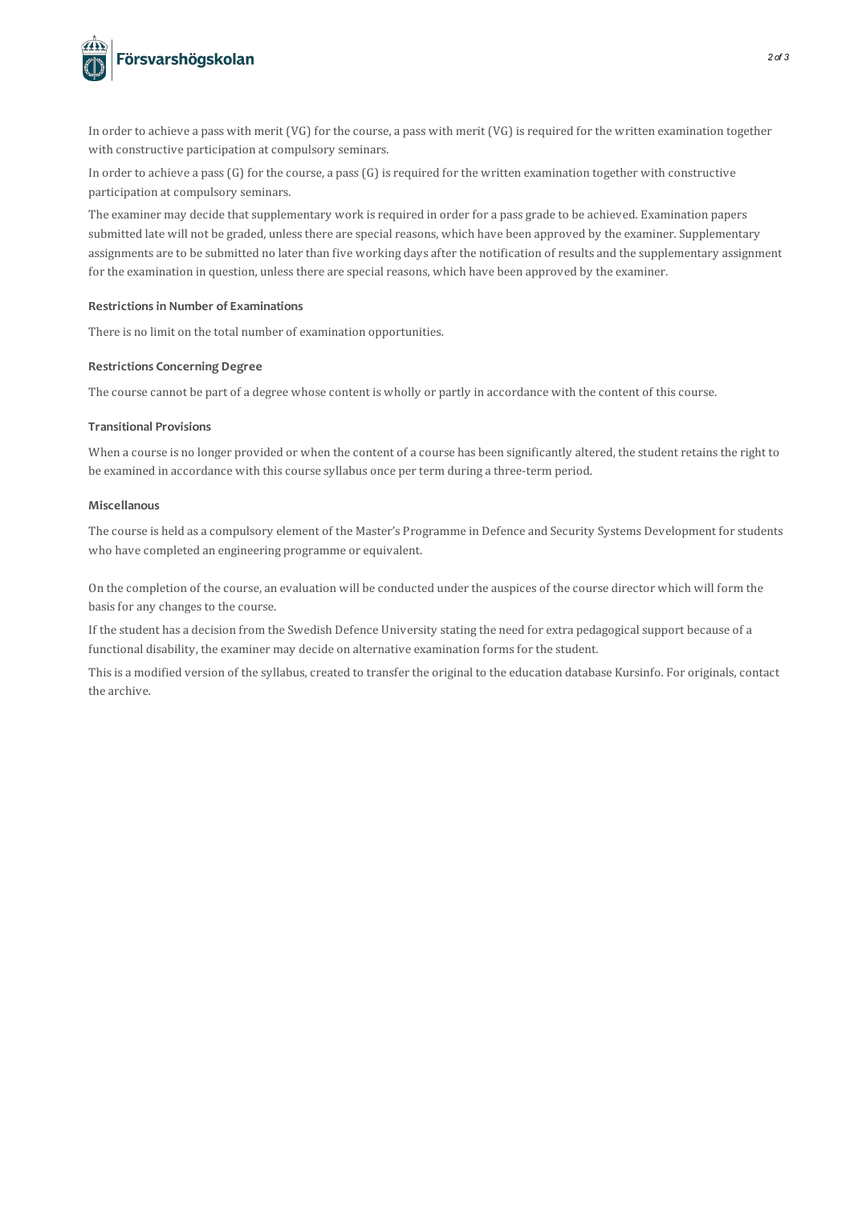In order to achieve a pass with merit (VG) for the course, a pass with merit (VG) is required for the written examination together with constructive participation at compulsory seminars.

In order to achieve a pass (G) for the course, a pass (G) is required for the written examination together with constructive participation at compulsory seminars.

The examiner may decide that supplementary work is required in order for a pass grade to be achieved. Examination papers submitted late will not be graded, unless there are special reasons, which have been approved by the examiner. Supplementary assignments are to be submitted no later than five working days after the notification of results and the supplementary assignment for the examination in question, unless there are special reasons, which have been approved by the examiner.

### Restrictions in Number of Examinations

There is no limit on the total number of examination opportunities.

### Restrictions Concerning Degree

The course cannot be part of a degree whose content is wholly or partly in accordance with the content of this course.

### Transitional Provisions

When a course is no longer provided or when the content of a course has been significantly altered, the student retains the right to be examined in accordance with this course syllabus once per term during a three-term period.

### Miscellanous

The course is held as a compulsory element of the Master's Programme in Defence and Security Systems Development for students who have completed an engineering programme or equivalent.

On the completion of the course, an evaluation will be conducted under the auspices of the course director which will form the basis for any changes to the course.

If the student has a decision from the Swedish Defence University stating the need for extra pedagogical support because of a functional disability, the examiner may decide on alternative examination forms for the student.

This is a modified version of the syllabus, created to transfer the original to the education database Kursinfo. For originals, contact the archive.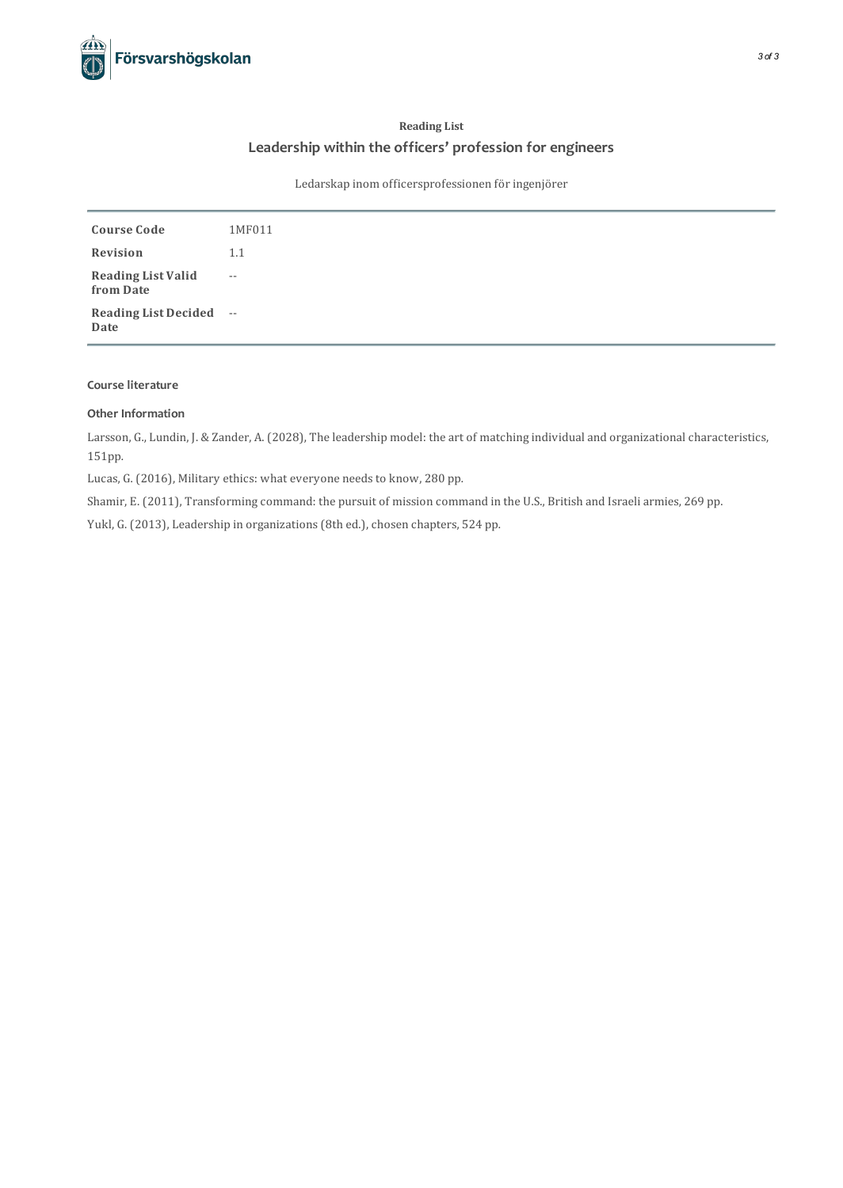**Reading List**

# Leadership within the officers' profession for engineers

Ledarskap inom officersprofessionen för ingenjörer

| | |
|---|---|
| **Course Code** | 1MF011 |
| **Revision** | 1.1 |
| **Reading List Valid from Date** | -- |
| **Reading List Decided Date** | -- |

## Course literature

### Other Information

Larsson, G., Lundin, J. & Zander, A. (2028), The leadership model: the art of matching individual and organizational characteristics, 151pp.

Lucas, G. (2016), Military ethics: what everyone needs to know, 280 pp.

Shamir, E. (2011), Transforming command: the pursuit of mission command in the U.S., British and Israeli armies, 269 pp.

Yukl, G. (2013), Leadership in organizations (8th ed.), chosen chapters, 524 pp.